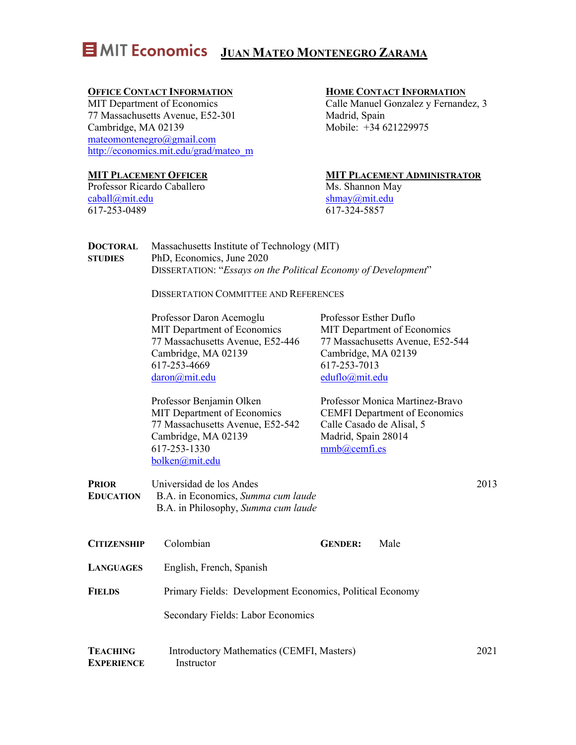# MIT Economics JUAN MATEO MONTENEGRO ZARAMA

**OFFICE CONTACT INFORMATION**
MIT Department of Economics
77 Massachusetts Avenue, E52-301
Cambridge, MA 02139
mateomontenegro@gmail.com
http://economics.mit.edu/grad/mateo_m

**HOME CONTACT INFORMATION**
Calle Manuel Gonzalez y Fernandez, 3
Madrid, Spain
Mobile: +34 621229975

**MIT PLACEMENT OFFICER**
Professor Ricardo Caballero
caball@mit.edu
617-253-0489

**MIT PLACEMENT ADMINISTRATOR**
Ms. Shannon May
shmay@mit.edu
617-324-5857

**DOCTORAL STUDIES**
Massachusetts Institute of Technology (MIT)
PhD, Economics, June 2020
DISSERTATION: "*Essays on the Political Economy of Development*"

DISSERTATION COMMITTEE AND REFERENCES

Professor Daron Acemoglu
MIT Department of Economics
77 Massachusetts Avenue, E52-446
Cambridge, MA 02139
617-253-4669
daron@mit.edu

Professor Esther Duflo
MIT Department of Economics
77 Massachusetts Avenue, E52-544
Cambridge, MA 02139
617-253-7013
eduflo@mit.edu

Professor Benjamin Olken
MIT Department of Economics
77 Massachusetts Avenue, E52-542
Cambridge, MA 02139
617-253-1330
bolken@mit.edu

Professor Monica Martinez-Bravo
CEMFI Department of Economics
Calle Casado de Alisal, 5
Madrid, Spain 28014
mmb@cemfi.es

**PRIOR EDUCATION**
Universidad de los Andes — 2013
B.A. in Economics, *Summa cum laude*
B.A. in Philosophy, *Summa cum laude*

**CITIZENSHIP** Colombian **GENDER:** Male

**LANGUAGES** English, French, Spanish

**FIELDS**
Primary Fields: Development Economics, Political Economy

Secondary Fields: Labor Economics

**TEACHING EXPERIENCE**
Introductory Mathematics (CEMFI, Masters) — 2021
Instructor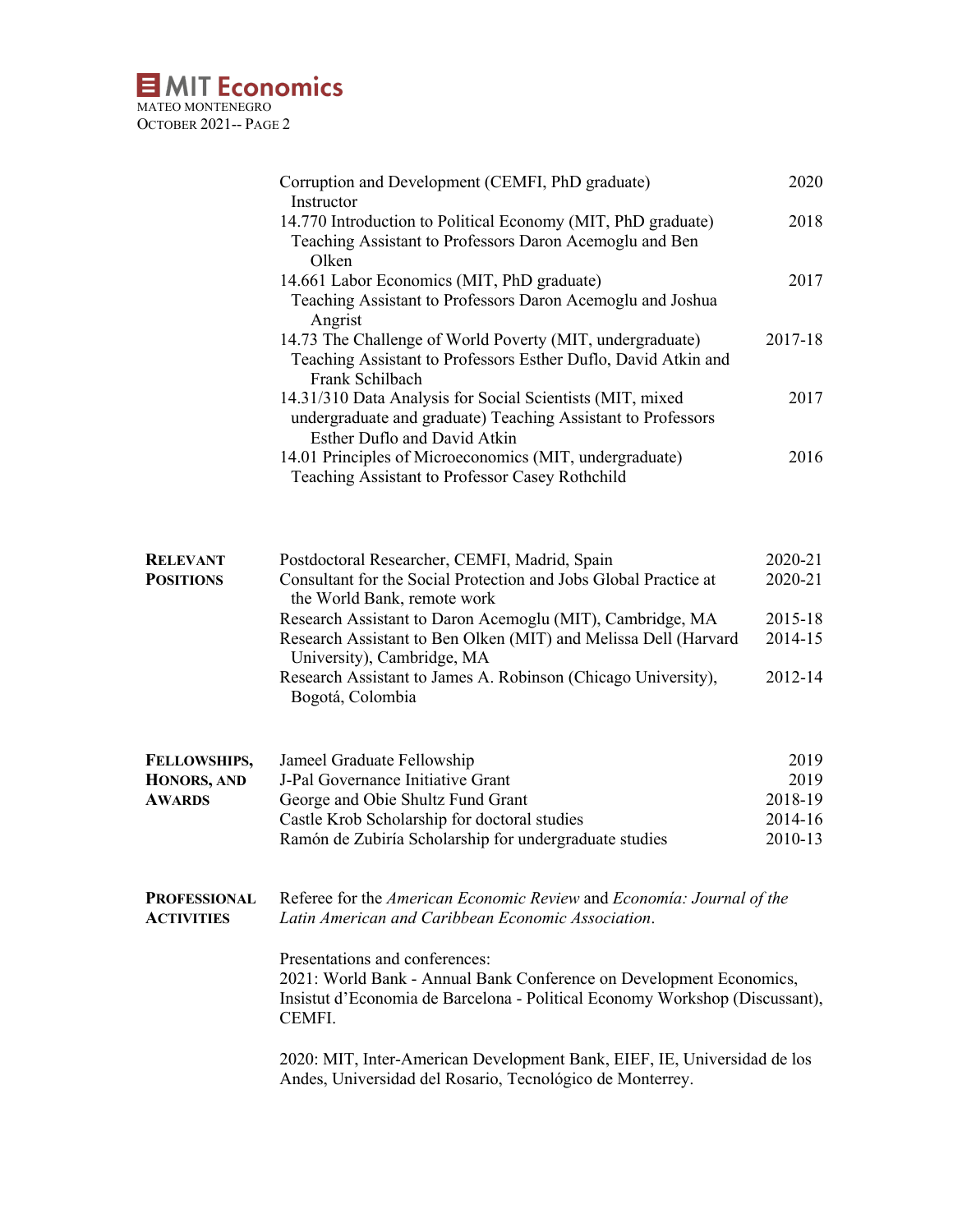| | | |
|---|---|---|
| | Corruption and Development (CEMFI, PhD graduate)<br>Instructor | 2020 |
| | 14.770 Introduction to Political Economy (MIT, PhD graduate)<br>Teaching Assistant to Professors Daron Acemoglu and Ben Olken | 2018 |
| | 14.661 Labor Economics (MIT, PhD graduate)<br>Teaching Assistant to Professors Daron Acemoglu and Joshua Angrist | 2017 |
| | 14.73 The Challenge of World Poverty (MIT, undergraduate)<br>Teaching Assistant to Professors Esther Duflo, David Atkin and Frank Schilbach | 2017-18 |
| | 14.31/310 Data Analysis for Social Scientists (MIT, mixed undergraduate and graduate) Teaching Assistant to Professors Esther Duflo and David Atkin | 2017 |
| | 14.01 Principles of Microeconomics (MIT, undergraduate)<br>Teaching Assistant to Professor Casey Rothchild | 2016 |

| | | |
|---|---|---|
| **RELEVANT POSITIONS** | Postdoctoral Researcher, CEMFI, Madrid, Spain | 2020-21 |
| | Consultant for the Social Protection and Jobs Global Practice at the World Bank, remote work | 2020-21 |
| | Research Assistant to Daron Acemoglu (MIT), Cambridge, MA | 2015-18 |
| | Research Assistant to Ben Olken (MIT) and Melissa Dell (Harvard University), Cambridge, MA | 2014-15 |
| | Research Assistant to James A. Robinson (Chicago University), Bogotá, Colombia | 2012-14 |

| | | |
|---|---|---|
| **FELLOWSHIPS, HONORS, AND AWARDS** | Jameel Graduate Fellowship | 2019 |
| | J-Pal Governance Initiative Grant | 2019 |
| | George and Obie Shultz Fund Grant | 2018-19 |
| | Castle Krob Scholarship for doctoral studies | 2014-16 |
| | Ramón de Zubiría Scholarship for undergraduate studies | 2010-13 |

**PROFESSIONAL ACTIVITIES**

Referee for the *American Economic Review* and *Economía: Journal of the Latin American and Caribbean Economic Association*.

Presentations and conferences:
2021: World Bank - Annual Bank Conference on Development Economics, Insistut d'Economia de Barcelona - Political Economy Workshop (Discussant), CEMFI.

2020: MIT, Inter-American Development Bank, EIEF, IE, Universidad de los Andes, Universidad del Rosario, Tecnológico de Monterrey.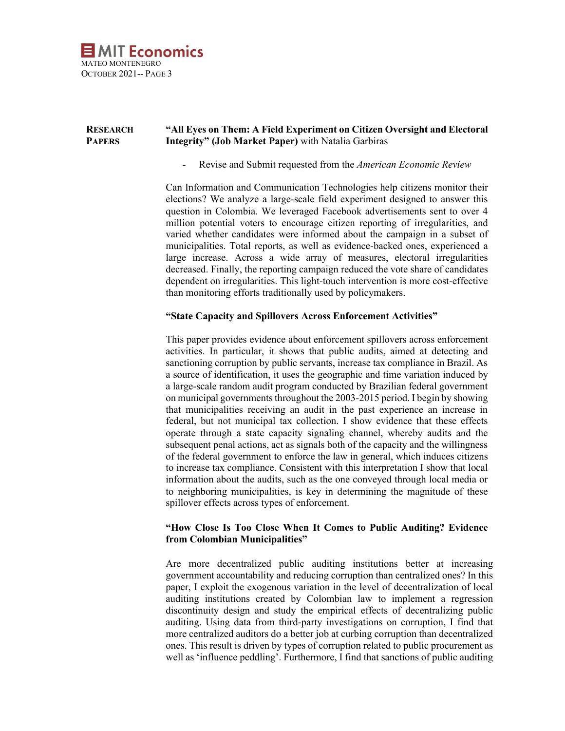**RESEARCH PAPERS**

**"All Eyes on Them: A Field Experiment on Citizen Oversight and Electoral Integrity" (Job Market Paper)** with Natalia Garbiras

- Revise and Submit requested from the *American Economic Review*

Can Information and Communication Technologies help citizens monitor their elections? We analyze a large-scale field experiment designed to answer this question in Colombia. We leveraged Facebook advertisements sent to over 4 million potential voters to encourage citizen reporting of irregularities, and varied whether candidates were informed about the campaign in a subset of municipalities. Total reports, as well as evidence-backed ones, experienced a large increase. Across a wide array of measures, electoral irregularities decreased. Finally, the reporting campaign reduced the vote share of candidates dependent on irregularities. This light-touch intervention is more cost-effective than monitoring efforts traditionally used by policymakers.

**"State Capacity and Spillovers Across Enforcement Activities"**

This paper provides evidence about enforcement spillovers across enforcement activities. In particular, it shows that public audits, aimed at detecting and sanctioning corruption by public servants, increase tax compliance in Brazil. As a source of identification, it uses the geographic and time variation induced by a large-scale random audit program conducted by Brazilian federal government on municipal governments throughout the 2003-2015 period. I begin by showing that municipalities receiving an audit in the past experience an increase in federal, but not municipal tax collection. I show evidence that these effects operate through a state capacity signaling channel, whereby audits and the subsequent penal actions, act as signals both of the capacity and the willingness of the federal government to enforce the law in general, which induces citizens to increase tax compliance. Consistent with this interpretation I show that local information about the audits, such as the one conveyed through local media or to neighboring municipalities, is key in determining the magnitude of these spillover effects across types of enforcement.

**"How Close Is Too Close When It Comes to Public Auditing? Evidence from Colombian Municipalities"**

Are more decentralized public auditing institutions better at increasing government accountability and reducing corruption than centralized ones? In this paper, I exploit the exogenous variation in the level of decentralization of local auditing institutions created by Colombian law to implement a regression discontinuity design and study the empirical effects of decentralizing public auditing. Using data from third-party investigations on corruption, I find that more centralized auditors do a better job at curbing corruption than decentralized ones. This result is driven by types of corruption related to public procurement as well as 'influence peddling'. Furthermore, I find that sanctions of public auditing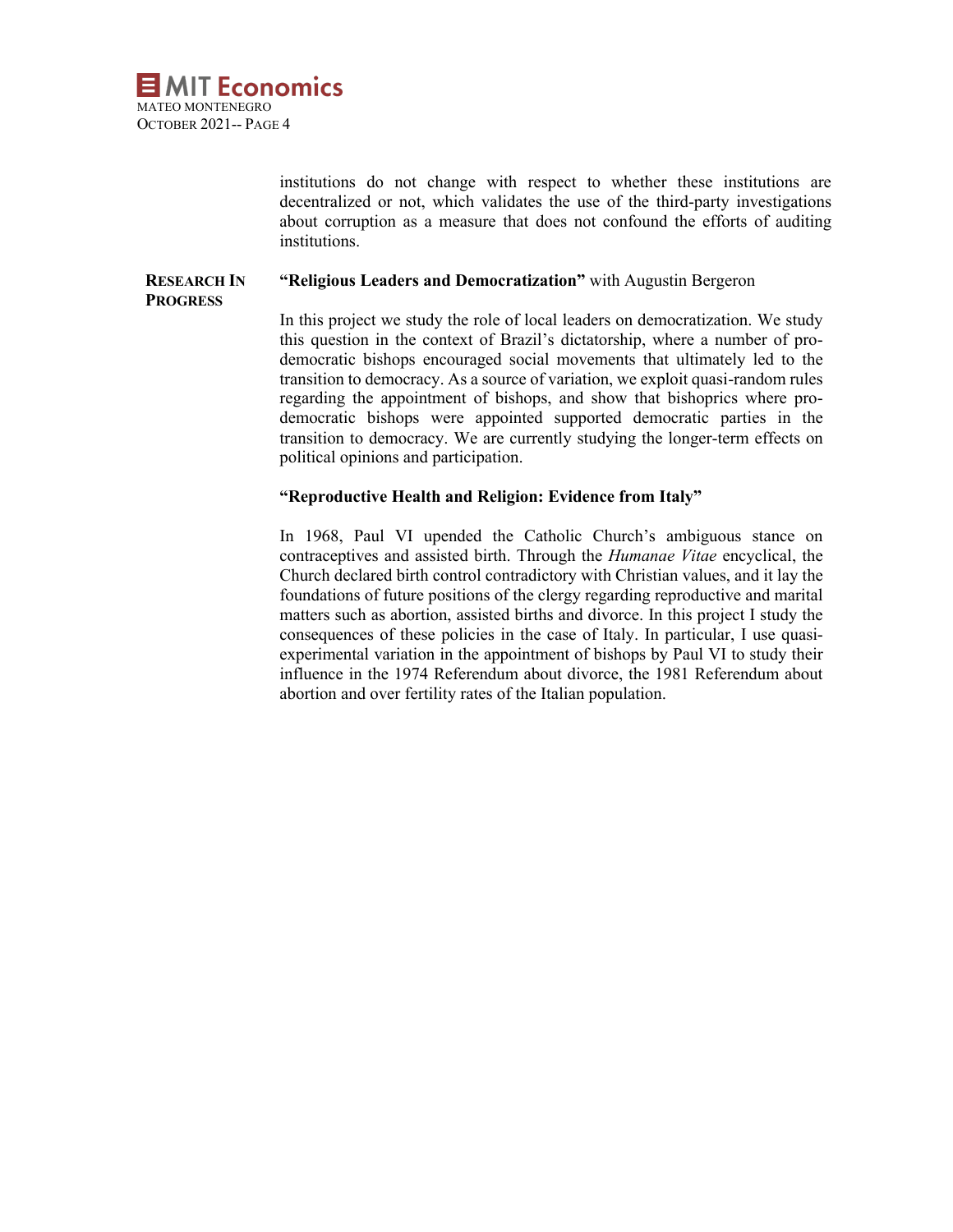institutions do not change with respect to whether these institutions are decentralized or not, which validates the use of the third-party investigations about corruption as a measure that does not confound the efforts of auditing institutions.

## Research In Progress

**"Religious Leaders and Democratization"** with Augustin Bergeron

In this project we study the role of local leaders on democratization. We study this question in the context of Brazil's dictatorship, where a number of pro-democratic bishops encouraged social movements that ultimately led to the transition to democracy. As a source of variation, we exploit quasi-random rules regarding the appointment of bishops, and show that bishoprics where pro-democratic bishops were appointed supported democratic parties in the transition to democracy. We are currently studying the longer-term effects on political opinions and participation.

**"Reproductive Health and Religion: Evidence from Italy"**

In 1968, Paul VI upended the Catholic Church's ambiguous stance on contraceptives and assisted birth. Through the *Humanae Vitae* encyclical, the Church declared birth control contradictory with Christian values, and it lay the foundations of future positions of the clergy regarding reproductive and marital matters such as abortion, assisted births and divorce. In this project I study the consequences of these policies in the case of Italy. In particular, I use quasi-experimental variation in the appointment of bishops by Paul VI to study their influence in the 1974 Referendum about divorce, the 1981 Referendum about abortion and over fertility rates of the Italian population.